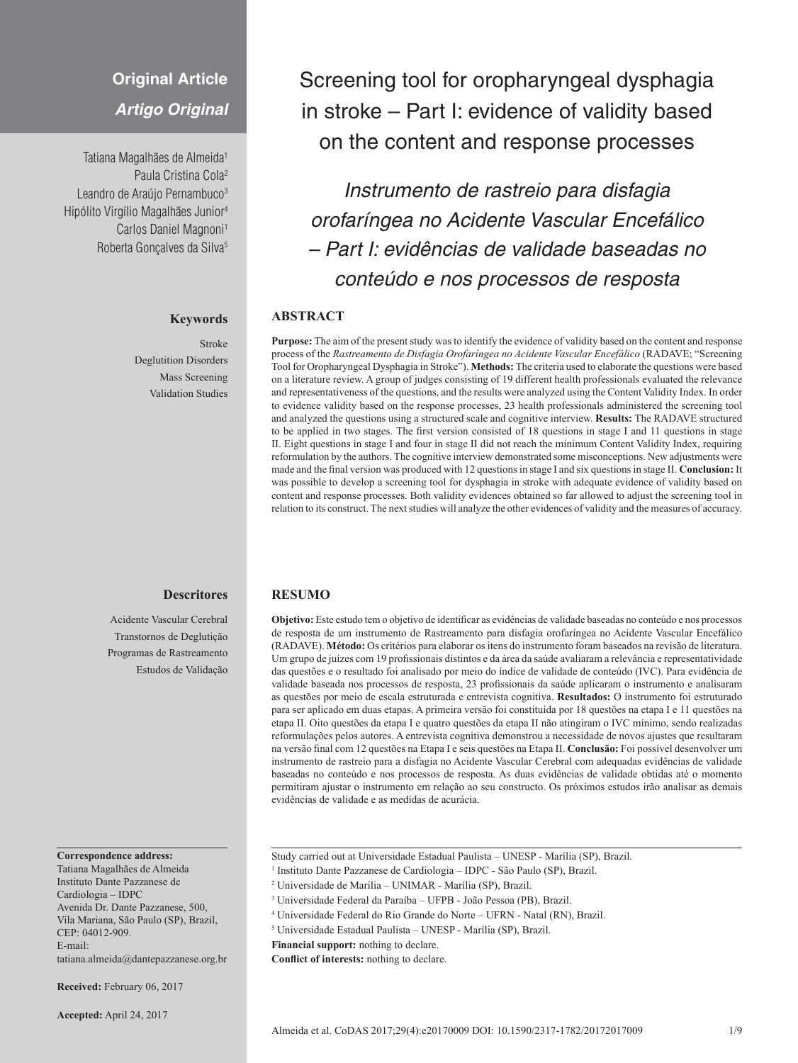**Original Article**
***Artigo Original***

# Screening tool for oropharyngeal dysphagia in stroke – Part I: evidence of validity based on the content and response processes

# *Instrumento de rastreio para disfagia orofaríngea no Acidente Vascular Encefálico – Part I: evidências de validade baseadas no conteúdo e nos processos de resposta*

Tatiana Magalhães de Almeida[1]
Paula Cristina Cola[2]
Leandro de Araújo Pernambuco[3]
Hipólito Virgílio Magalhães Junior[4]
Carlos Daniel Magnoni[1]
Roberta Gonçalves da Silva[5]

**Keywords**

Stroke
Deglutition Disorders
Mass Screening
Validation Studies

## ABSTRACT

**Purpose:** The aim of the present study was to identify the evidence of validity based on the content and response process of the *Rastreamento de Disfagia Orofaríngea no Acidente Vascular Encefálico* (RADAVE; "Screening Tool for Oropharyngeal Dysphagia in Stroke"). **Methods:** The criteria used to elaborate the questions were based on a literature review. A group of judges consisting of 19 different health professionals evaluated the relevance and representativeness of the questions, and the results were analyzed using the Content Validity Index. In order to evidence validity based on the response processes, 23 health professionals administered the screening tool and analyzed the questions using a structured scale and cognitive interview. **Results:** The RADAVE structured to be applied in two stages. The first version consisted of 18 questions in stage I and 11 questions in stage II. Eight questions in stage I and four in stage II did not reach the minimum Content Validity Index, requiring reformulation by the authors. The cognitive interview demonstrated some misconceptions. New adjustments were made and the final version was produced with 12 questions in stage I and six questions in stage II. **Conclusion:** It was possible to develop a screening tool for dysphagia in stroke with adequate evidence of validity based on content and response processes. Both validity evidences obtained so far allowed to adjust the screening tool in relation to its construct. The next studies will analyze the other evidences of validity and the measures of accuracy.

**Descritores**

Acidente Vascular Cerebral
Transtornos de Deglutição
Programas de Rastreamento
Estudos de Validação

## RESUMO

**Objetivo:** Este estudo tem o objetivo de identificar as evidências de validade baseadas no conteúdo e nos processos de resposta de um instrumento de Rastreamento para disfagia orofaríngea no Acidente Vascular Encefálico (RADAVE). **Método:** Os critérios para elaborar os itens do instrumento foram baseados na revisão de literatura. Um grupo de juízes com 19 profissionais distintos e da área da saúde avaliaram a relevância e representatividade das questões e o resultado foi analisado por meio do índice de validade de conteúdo (IVC). Para evidência de validade baseada nos processos de resposta, 23 profissionais da saúde aplicaram o instrumento e analisaram as questões por meio de escala estruturada e entrevista cognitiva. **Resultados:** O instrumento foi estruturado para ser aplicado em duas etapas. A primeira versão foi constituída por 18 questões na etapa I e 11 questões na etapa II. Oito questões da etapa I e quatro questões da etapa II não atingiram o IVC mínimo, sendo realizadas reformulações pelos autores. A entrevista cognitiva demonstrou a necessidade de novos ajustes que resultaram na versão final com 12 questões na Etapa I e seis questões na Etapa II. **Conclusão:** Foi possível desenvolver um instrumento de rastreio para a disfagia no Acidente Vascular Cerebral com adequadas evidências de validade baseadas no conteúdo e nos processos de resposta. As duas evidências de validade obtidas até o momento permitiram ajustar o instrumento em relação ao seu constructo. Os próximos estudos irão analisar as demais evidências de validade e as medidas de acurácia.

**Correspondence address:**
Tatiana Magalhães de Almeida
Instituto Dante Pazzanese de Cardiologia – IDPC
Avenida Dr. Dante Pazzanese, 500, Vila Mariana, São Paulo (SP), Brazil, CEP: 04012-909.
E-mail: tatiana.almeida@dantepazzanese.org.br

**Received:** February 06, 2017

**Accepted:** April 24, 2017

Study carried out at Universidade Estadual Paulista – UNESP - Marília (SP), Brazil.
[1] Instituto Dante Pazzanese de Cardiologia – IDPC - São Paulo (SP), Brazil.
[2] Universidade de Marília – UNIMAR - Marília (SP), Brazil.
[3] Universidade Federal da Paraíba – UFPB - João Pessoa (PB), Brazil.
[4] Universidade Federal do Rio Grande do Norte – UFRN - Natal (RN), Brazil.
[5] Universidade Estadual Paulista – UNESP - Marília (SP), Brazil.
**Financial support:** nothing to declare.
**Conflict of interests:** nothing to declare.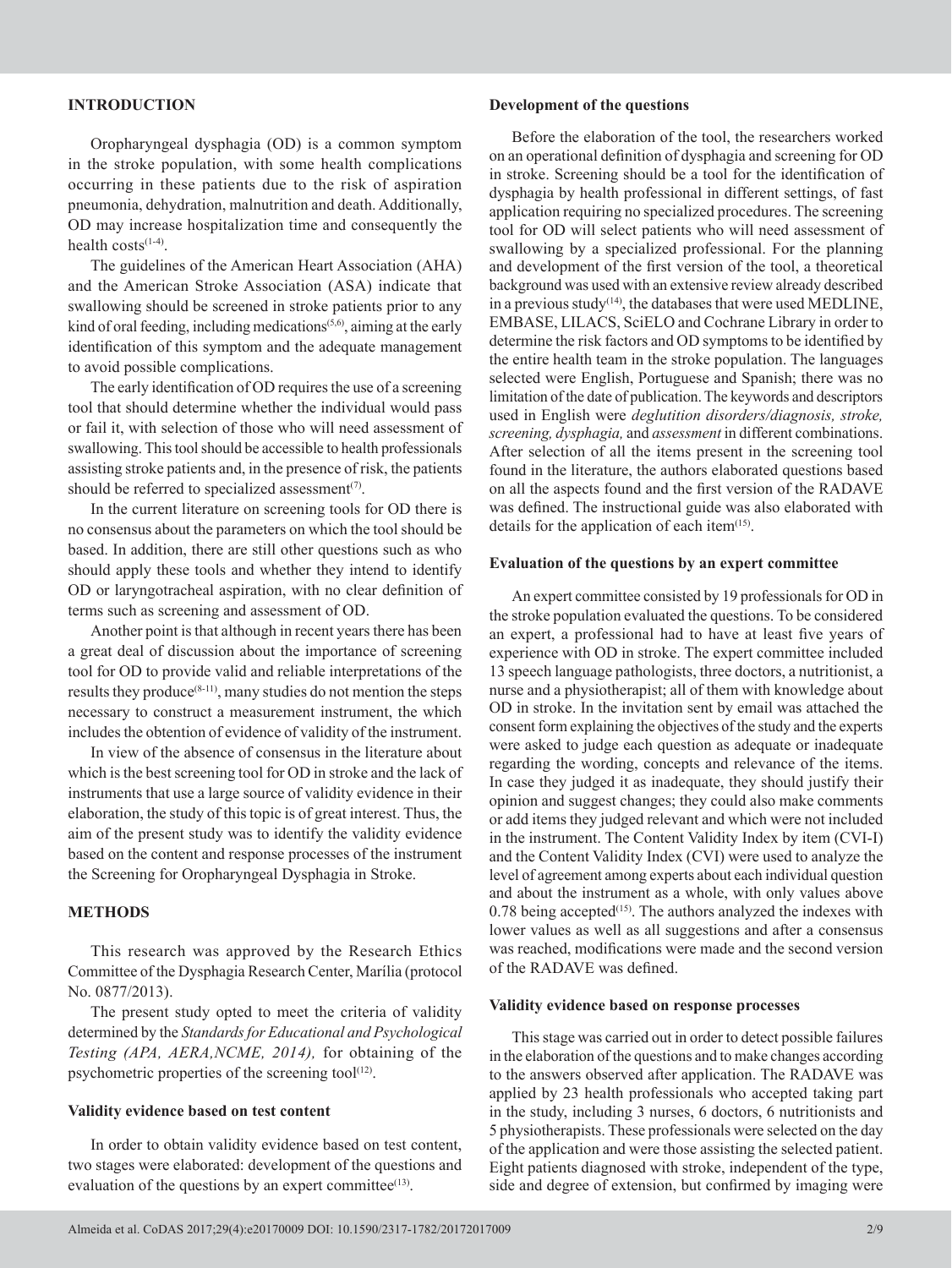## INTRODUCTION

Oropharyngeal dysphagia (OD) is a common symptom in the stroke population, with some health complications occurring in these patients due to the risk of aspiration pneumonia, dehydration, malnutrition and death. Additionally, OD may increase hospitalization time and consequently the health costs[1-4].

The guidelines of the American Heart Association (AHA) and the American Stroke Association (ASA) indicate that swallowing should be screened in stroke patients prior to any kind of oral feeding, including medications[5,6], aiming at the early identification of this symptom and the adequate management to avoid possible complications.

The early identification of OD requires the use of a screening tool that should determine whether the individual would pass or fail it, with selection of those who will need assessment of swallowing. This tool should be accessible to health professionals assisting stroke patients and, in the presence of risk, the patients should be referred to specialized assessment[7].

In the current literature on screening tools for OD there is no consensus about the parameters on which the tool should be based. In addition, there are still other questions such as who should apply these tools and whether they intend to identify OD or laryngotracheal aspiration, with no clear definition of terms such as screening and assessment of OD.

Another point is that although in recent years there has been a great deal of discussion about the importance of screening tool for OD to provide valid and reliable interpretations of the results they produce[8-11], many studies do not mention the steps necessary to construct a measurement instrument, the which includes the obtention of evidence of validity of the instrument.

In view of the absence of consensus in the literature about which is the best screening tool for OD in stroke and the lack of instruments that use a large source of validity evidence in their elaboration, the study of this topic is of great interest. Thus, the aim of the present study was to identify the validity evidence based on the content and response processes of the instrument the Screening for Oropharyngeal Dysphagia in Stroke.

## METHODS

This research was approved by the Research Ethics Committee of the Dysphagia Research Center, Marília (protocol No. 0877/2013).

The present study opted to meet the criteria of validity determined by the *Standards for Educational and Psychological Testing (APA, AERA,NCME, 2014),* for obtaining of the psychometric properties of the screening tool[12].

### Validity evidence based on test content

In order to obtain validity evidence based on test content, two stages were elaborated: development of the questions and evaluation of the questions by an expert committee[13].

### Development of the questions

Before the elaboration of the tool, the researchers worked on an operational definition of dysphagia and screening for OD in stroke. Screening should be a tool for the identification of dysphagia by health professional in different settings, of fast application requiring no specialized procedures. The screening tool for OD will select patients who will need assessment of swallowing by a specialized professional. For the planning and development of the first version of the tool, a theoretical background was used with an extensive review already described in a previous study[14], the databases that were used MEDLINE, EMBASE, LILACS, SciELO and Cochrane Library in order to determine the risk factors and OD symptoms to be identified by the entire health team in the stroke population. The languages selected were English, Portuguese and Spanish; there was no limitation of the date of publication. The keywords and descriptors used in English were *deglutition disorders/diagnosis, stroke, screening, dysphagia,* and *assessment* in different combinations. After selection of all the items present in the screening tool found in the literature, the authors elaborated questions based on all the aspects found and the first version of the RADAVE was defined. The instructional guide was also elaborated with details for the application of each item[15].

### Evaluation of the questions by an expert committee

An expert committee consisted by 19 professionals for OD in the stroke population evaluated the questions. To be considered an expert, a professional had to have at least five years of experience with OD in stroke. The expert committee included 13 speech language pathologists, three doctors, a nutritionist, a nurse and a physiotherapist; all of them with knowledge about OD in stroke. In the invitation sent by email was attached the consent form explaining the objectives of the study and the experts were asked to judge each question as adequate or inadequate regarding the wording, concepts and relevance of the items. In case they judged it as inadequate, they should justify their opinion and suggest changes; they could also make comments or add items they judged relevant and which were not included in the instrument. The Content Validity Index by item (CVI-I) and the Content Validity Index (CVI) were used to analyze the level of agreement among experts about each individual question and about the instrument as a whole, with only values above 0.78 being accepted[15]. The authors analyzed the indexes with lower values as well as all suggestions and after a consensus was reached, modifications were made and the second version of the RADAVE was defined.

### Validity evidence based on response processes

This stage was carried out in order to detect possible failures in the elaboration of the questions and to make changes according to the answers observed after application. The RADAVE was applied by 23 health professionals who accepted taking part in the study, including 3 nurses, 6 doctors, 6 nutritionists and 5 physiotherapists. These professionals were selected on the day of the application and were those assisting the selected patient. Eight patients diagnosed with stroke, independent of the type, side and degree of extension, but confirmed by imaging were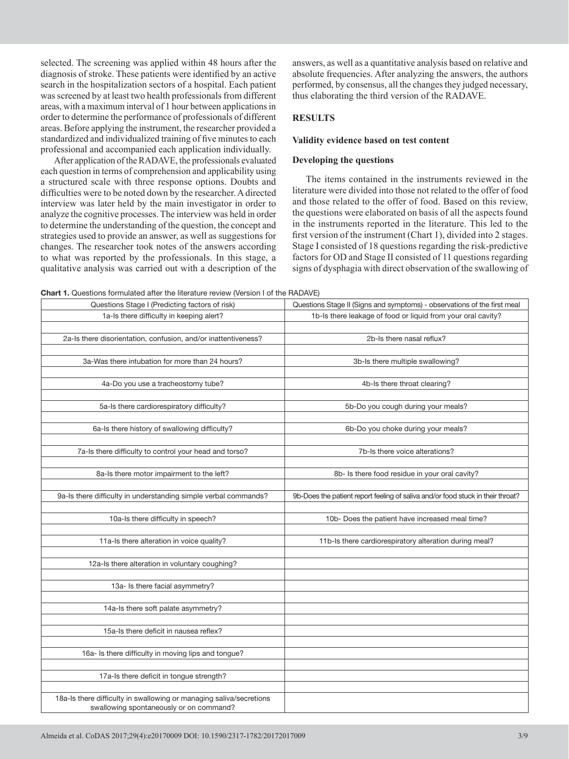selected. The screening was applied within 48 hours after the diagnosis of stroke. These patients were identified by an active search in the hospitalization sectors of a hospital. Each patient was screened by at least two health professionals from different areas, with a maximum interval of 1 hour between applications in order to determine the performance of professionals of different areas. Before applying the instrument, the researcher provided a standardized and individualized training of five minutes to each professional and accompanied each application individually.

After application of the RADAVE, the professionals evaluated each question in terms of comprehension and applicability using a structured scale with three response options. Doubts and difficulties were to be noted down by the researcher. A directed interview was later held by the main investigator in order to analyze the cognitive processes. The interview was held in order to determine the understanding of the question, the concept and strategies used to provide an answer, as well as suggestions for changes. The researcher took notes of the answers according to what was reported by the professionals. In this stage, a qualitative analysis was carried out with a description of the answers, as well as a quantitative analysis based on relative and absolute frequencies. After analyzing the answers, the authors performed, by consensus, all the changes they judged necessary, thus elaborating the third version of the RADAVE.

## RESULTS

### Validity evidence based on test content

### Developing the questions

The items contained in the instruments reviewed in the literature were divided into those not related to the offer of food and those related to the offer of food. Based on this review, the questions were elaborated on basis of all the aspects found in the instruments reported in the literature. This led to the first version of the instrument (Chart 1), divided into 2 stages. Stage I consisted of 18 questions regarding the risk-predictive factors for OD and Stage II consisted of 11 questions regarding signs of dysphagia with direct observation of the swallowing of

**Chart 1.** Questions formulated after the literature review (Version I of the RADAVE)

| Questions Stage I (Predicting factors of risk) | Questions Stage II (Signs and symptoms) - observations of the first meal |
|---|---|
| 1a-Is there difficulty in keeping alert? | 1b-Is there leakage of food or liquid from your oral cavity? |
| 2a-Is there disorientation, confusion, and/or inattentiveness? | 2b-Is there nasal reflux? |
| 3a-Was there intubation for more than 24 hours? | 3b-Is there multiple swallowing? |
| 4a-Do you use a tracheostomy tube? | 4b-Is there throat clearing? |
| 5a-Is there cardiorespiratory difficulty? | 5b-Do you cough during your meals? |
| 6a-Is there history of swallowing difficulty? | 6b-Do you choke during your meals? |
| 7a-Is there difficulty to control your head and torso? | 7b-Is there voice alterations? |
| 8a-Is there motor impairment to the left? | 8b- Is there food residue in your oral cavity? |
| 9a-Is there difficulty in understanding simple verbal commands? | 9b-Does the patient report feeling of saliva and/or food stuck in their throat? |
| 10a-Is there difficulty in speech? | 10b- Does the patient have increased meal time? |
| 11a-Is there alteration in voice quality? | 11b-Is there cardiorespiratory alteration during meal? |
| 12a-Is there alteration in voluntary coughing? | |
| 13a- Is there facial asymmetry? | |
| 14a-Is there soft palate asymmetry? | |
| 15a-Is there deficit in nausea reflex? | |
| 16a- Is there difficulty in moving lips and tongue? | |
| 17a-Is there deficit in tongue strength? | |
| 18a-Is there difficulty in swallowing or managing saliva/secretions swallowing spontaneously or on command? | |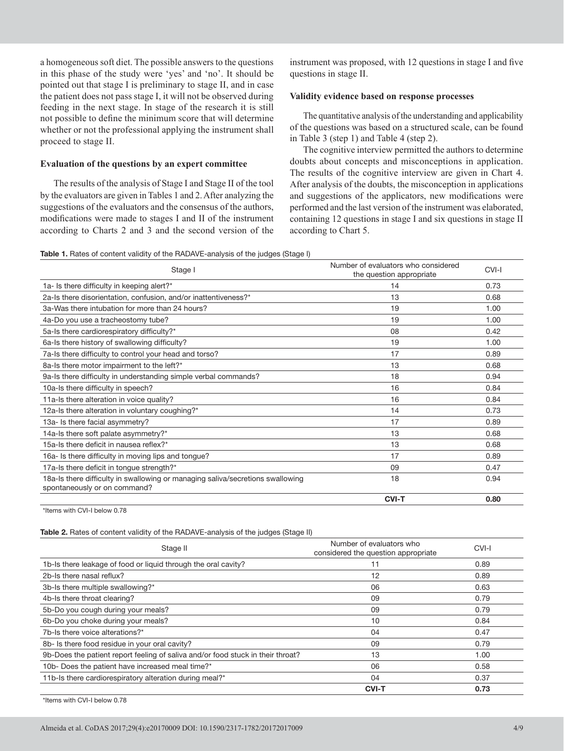a homogeneous soft diet. The possible answers to the questions in this phase of the study were 'yes' and 'no'. It should be pointed out that stage I is preliminary to stage II, and in case the patient does not pass stage I, it will not be observed during feeding in the next stage. In stage of the research it is still not possible to define the minimum score that will determine whether or not the professional applying the instrument shall proceed to stage II.

### Evaluation of the questions by an expert committee

The results of the analysis of Stage I and Stage II of the tool by the evaluators are given in Tables 1 and 2. After analyzing the suggestions of the evaluators and the consensus of the authors, modifications were made to stages I and II of the instrument according to Charts 2 and 3 and the second version of the instrument was proposed, with 12 questions in stage I and five questions in stage II.

### Validity evidence based on response processes

The quantitative analysis of the understanding and applicability of the questions was based on a structured scale, can be found in Table 3 (step 1) and Table 4 (step 2).

The cognitive interview permitted the authors to determine doubts about concepts and misconceptions in application. The results of the cognitive interview are given in Chart 4. After analysis of the doubts, the misconception in applications and suggestions of the applicators, new modifications were performed and the last version of the instrument was elaborated, containing 12 questions in stage I and six questions in stage II according to Chart 5.

**Table 1.** Rates of content validity of the RADAVE-analysis of the judges (Stage I)

| Stage I | Number of evaluators who considered the question appropriate | CVI-I |
|---|---|---|
| 1a- Is there difficulty in keeping alert?* | 14 | 0.73 |
| 2a-Is there disorientation, confusion, and/or inattentiveness?* | 13 | 0.68 |
| 3a-Was there intubation for more than 24 hours? | 19 | 1.00 |
| 4a-Do you use a tracheostomy tube? | 19 | 1.00 |
| 5a-Is there cardiorespiratory difficulty?* | 08 | 0.42 |
| 6a-Is there history of swallowing difficulty? | 19 | 1.00 |
| 7a-Is there difficulty to control your head and torso? | 17 | 0.89 |
| 8a-Is there motor impairment to the left?* | 13 | 0.68 |
| 9a-Is there difficulty in understanding simple verbal commands? | 18 | 0.94 |
| 10a-Is there difficulty in speech? | 16 | 0.84 |
| 11a-Is there alteration in voice quality? | 16 | 0.84 |
| 12a-Is there alteration in voluntary coughing?* | 14 | 0.73 |
| 13a- Is there facial asymmetry? | 17 | 0.89 |
| 14a-Is there soft palate asymmetry?* | 13 | 0.68 |
| 15a-Is there deficit in nausea reflex?* | 13 | 0.68 |
| 16a- Is there difficulty in moving lips and tongue? | 17 | 0.89 |
| 17a-Is there deficit in tongue strength?* | 09 | 0.47 |
| 18a-Is there difficulty in swallowing or managing saliva/secretions swallowing spontaneously or on command? | 18 | 0.94 |
| | **CVI-T** | **0.80** |

*Items with CVI-I below 0.78

**Table 2.** Rates of content validity of the RADAVE-analysis of the judges (Stage II)

| Stage II | Number of evaluators who considered the question appropriate | CVI-I |
|---|---|---|
| 1b-Is there leakage of food or liquid through the oral cavity? | 11 | 0.89 |
| 2b-Is there nasal reflux? | 12 | 0.89 |
| 3b-Is there multiple swallowing?* | 06 | 0.63 |
| 4b-Is there throat clearing? | 09 | 0.79 |
| 5b-Do you cough during your meals? | 09 | 0.79 |
| 6b-Do you choke during your meals? | 10 | 0.84 |
| 7b-Is there voice alterations?* | 04 | 0.47 |
| 8b- Is there food residue in your oral cavity? | 09 | 0.79 |
| 9b-Does the patient report feeling of saliva and/or food stuck in their throat? | 13 | 1.00 |
| 10b- Does the patient have increased meal time?* | 06 | 0.58 |
| 11b-Is there cardiorespiratory alteration during meal?* | 04 | 0.37 |
| | **CVI-T** | **0.73** |

*Items with CVI-I below 0.78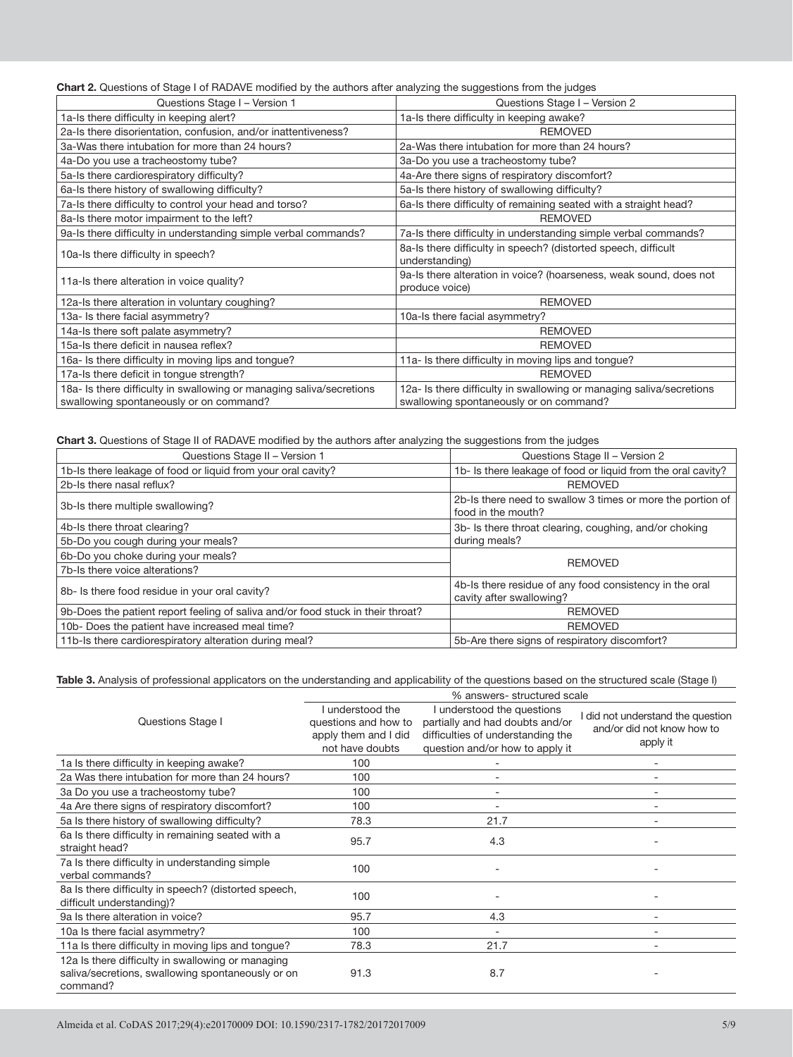**Chart 2.** Questions of Stage I of RADAVE modified by the authors after analyzing the suggestions from the judges

| Questions Stage I – Version 1 | Questions Stage I – Version 2 |
|---|---|
| 1a-Is there difficulty in keeping alert? | 1a-Is there difficulty in keeping awake? |
| 2a-Is there disorientation, confusion, and/or inattentiveness? | REMOVED |
| 3a-Was there intubation for more than 24 hours? | 2a-Was there intubation for more than 24 hours? |
| 4a-Do you use a tracheostomy tube? | 3a-Do you use a tracheostomy tube? |
| 5a-Is there cardiorespiratory difficulty? | 4a-Are there signs of respiratory discomfort? |
| 6a-Is there history of swallowing difficulty? | 5a-Is there history of swallowing difficulty? |
| 7a-Is there difficulty to control your head and torso? | 6a-Is there difficulty of remaining seated with a straight head? |
| 8a-Is there motor impairment to the left? | REMOVED |
| 9a-Is there difficulty in understanding simple verbal commands? | 7a-Is there difficulty in understanding simple verbal commands? |
| 10a-Is there difficulty in speech? | 8a-Is there difficulty in speech? (distorted speech, difficult understanding) |
| 11a-Is there alteration in voice quality? | 9a-Is there alteration in voice? (hoarseness, weak sound, does not produce voice) |
| 12a-Is there alteration in voluntary coughing? | REMOVED |
| 13a- Is there facial asymmetry? | 10a-Is there facial asymmetry? |
| 14a-Is there soft palate asymmetry? | REMOVED |
| 15a-Is there deficit in nausea reflex? | REMOVED |
| 16a- Is there difficulty in moving lips and tongue? | 11a- Is there difficulty in moving lips and tongue? |
| 17a-Is there deficit in tongue strength? | REMOVED |
| 18a- Is there difficulty in swallowing or managing saliva/secretions swallowing spontaneously or on command? | 12a- Is there difficulty in swallowing or managing saliva/secretions swallowing spontaneously or on command? |

**Chart 3.** Questions of Stage II of RADAVE modified by the authors after analyzing the suggestions from the judges

| Questions Stage II – Version 1 | Questions Stage II – Version 2 |
|---|---|
| 1b-Is there leakage of food or liquid from your oral cavity? | 1b- Is there leakage of food or liquid from the oral cavity? |
| 2b-Is there nasal reflux? | REMOVED |
| 3b-Is there multiple swallowing? | 2b-Is there need to swallow 3 times or more the portion of food in the mouth? |
| 4b-Is there throat clearing? | 3b- Is there throat clearing, coughing, and/or choking during meals? |
| 5b-Do you cough during your meals? | |
| 6b-Do you choke during your meals? | REMOVED |
| 7b-Is there voice alterations? | |
| 8b- Is there food residue in your oral cavity? | 4b-Is there residue of any food consistency in the oral cavity after swallowing? |
| 9b-Does the patient report feeling of saliva and/or food stuck in their throat? | REMOVED |
| 10b- Does the patient have increased meal time? | REMOVED |
| 11b-Is there cardiorespiratory alteration during meal? | 5b-Are there signs of respiratory discomfort? |

**Table 3.** Analysis of professional applicators on the understanding and applicability of the questions based on the structured scale (Stage I)

| Questions Stage I | % answers- structured scale | | |
|---|---|---|---|
| | I understood the questions and how to apply them and I did not have doubts | I understood the questions partially and had doubts and/or difficulties of understanding the question and/or how to apply it | I did not understand the question and/or did not know how to apply it |
| 1a Is there difficulty in keeping awake? | 100 | - | - |
| 2a Was there intubation for more than 24 hours? | 100 | - | - |
| 3a Do you use a tracheostomy tube? | 100 | - | - |
| 4a Are there signs of respiratory discomfort? | 100 | - | - |
| 5a Is there history of swallowing difficulty? | 78.3 | 21.7 | - |
| 6a Is there difficulty in remaining seated with a straight head? | 95.7 | 4.3 | - |
| 7a Is there difficulty in understanding simple verbal commands? | 100 | - | - |
| 8a Is there difficulty in speech? (distorted speech, difficult understanding)? | 100 | - | - |
| 9a Is there alteration in voice? | 95.7 | 4.3 | - |
| 10a Is there facial asymmetry? | 100 | - | - |
| 11a Is there difficulty in moving lips and tongue? | 78.3 | 21.7 | - |
| 12a Is there difficulty in swallowing or managing saliva/secretions, swallowing spontaneously or on command? | 91.3 | 8.7 | - |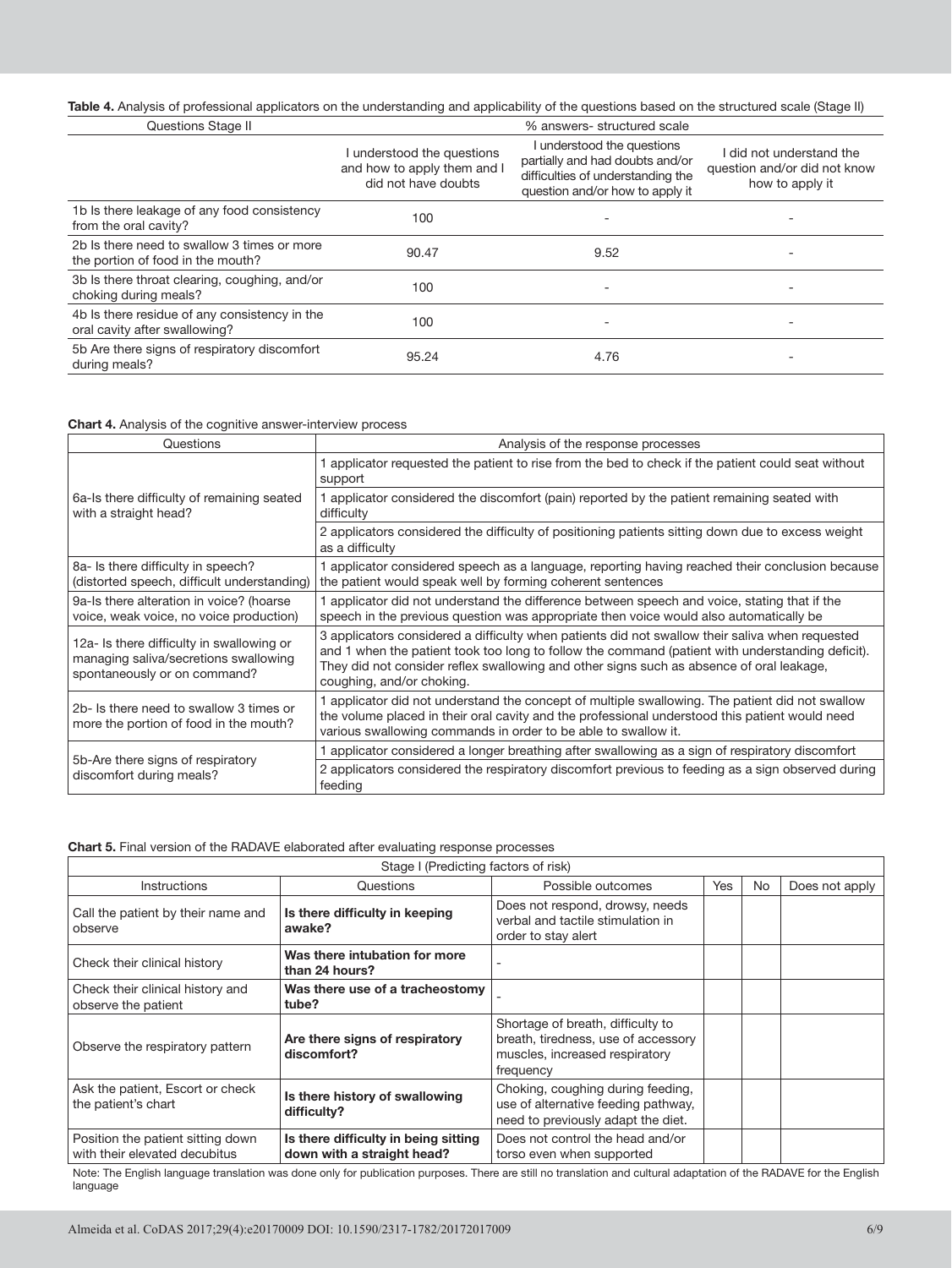**Table 4.** Analysis of professional applicators on the understanding and applicability of the questions based on the structured scale (Stage II)

| Questions Stage II | % answers- structured scale | | |
|---|---|---|---|
| | I understood the questions and how to apply them and I did not have doubts | I understood the questions partially and had doubts and/or difficulties of understanding the question and/or how to apply it | I did not understand the question and/or did not know how to apply it |
| 1b Is there leakage of any food consistency from the oral cavity? | 100 | - | - |
| 2b Is there need to swallow 3 times or more the portion of food in the mouth? | 90.47 | 9.52 | - |
| 3b Is there throat clearing, coughing, and/or choking during meals? | 100 | - | - |
| 4b Is there residue of any consistency in the oral cavity after swallowing? | 100 | - | - |
| 5b Are there signs of respiratory discomfort during meals? | 95.24 | 4.76 | - |

**Chart 4.** Analysis of the cognitive answer-interview process

| Questions | Analysis of the response processes |
|---|---|
| 6a-Is there difficulty of remaining seated with a straight head? | 1 applicator requested the patient to rise from the bed to check if the patient could seat without support |
| | 1 applicator considered the discomfort (pain) reported by the patient remaining seated with difficulty |
| | 2 applicators considered the difficulty of positioning patients sitting down due to excess weight as a difficulty |
| 8a- Is there difficulty in speech? (distorted speech, difficult understanding) | 1 applicator considered speech as a language, reporting having reached their conclusion because the patient would speak well by forming coherent sentences |
| 9a-Is there alteration in voice? (hoarse voice, weak voice, no voice production) | 1 applicator did not understand the difference between speech and voice, stating that if the speech in the previous question was appropriate then voice would also automatically be |
| 12a- Is there difficulty in swallowing or managing saliva/secretions swallowing spontaneously or on command? | 3 applicators considered a difficulty when patients did not swallow their saliva when requested and 1 when the patient took too long to follow the command (patient with understanding deficit). They did not consider reflex swallowing and other signs such as absence of oral leakage, coughing, and/or choking. |
| 2b- Is there need to swallow 3 times or more the portion of food in the mouth? | 1 applicator did not understand the concept of multiple swallowing. The patient did not swallow the volume placed in their oral cavity and the professional understood this patient would need various swallowing commands in order to be able to swallow it. |
| 5b-Are there signs of respiratory discomfort during meals? | 1 applicator considered a longer breathing after swallowing as a sign of respiratory discomfort |
| | 2 applicators considered the respiratory discomfort previous to feeding as a sign observed during feeding |

**Chart 5.** Final version of the RADAVE elaborated after evaluating response processes

| Stage I (Predicting factors of risk) | | | | | |
|---|---|---|---|---|---|
| Instructions | Questions | Possible outcomes | Yes | No | Does not apply |
| Call the patient by their name and observe | **Is there difficulty in keeping awake?** | Does not respond, drowsy, needs verbal and tactile stimulation in order to stay alert | | | |
| Check their clinical history | **Was there intubation for more than 24 hours?** | - | | | |
| Check their clinical history and observe the patient | **Was there use of a tracheostomy tube?** | - | | | |
| Observe the respiratory pattern | **Are there signs of respiratory discomfort?** | Shortage of breath, difficulty to breath, tiredness, use of accessory muscles, increased respiratory frequency | | | |
| Ask the patient, Escort or check the patient's chart | **Is there history of swallowing difficulty?** | Choking, coughing during feeding, use of alternative feeding pathway, need to previously adapt the diet. | | | |
| Position the patient sitting down with their elevated decubitus | **Is there difficulty in being sitting down with a straight head?** | Does not control the head and/or torso even when supported | | | |

Note: The English language translation was done only for publication purposes. There are still no translation and cultural adaptation of the RADAVE for the English language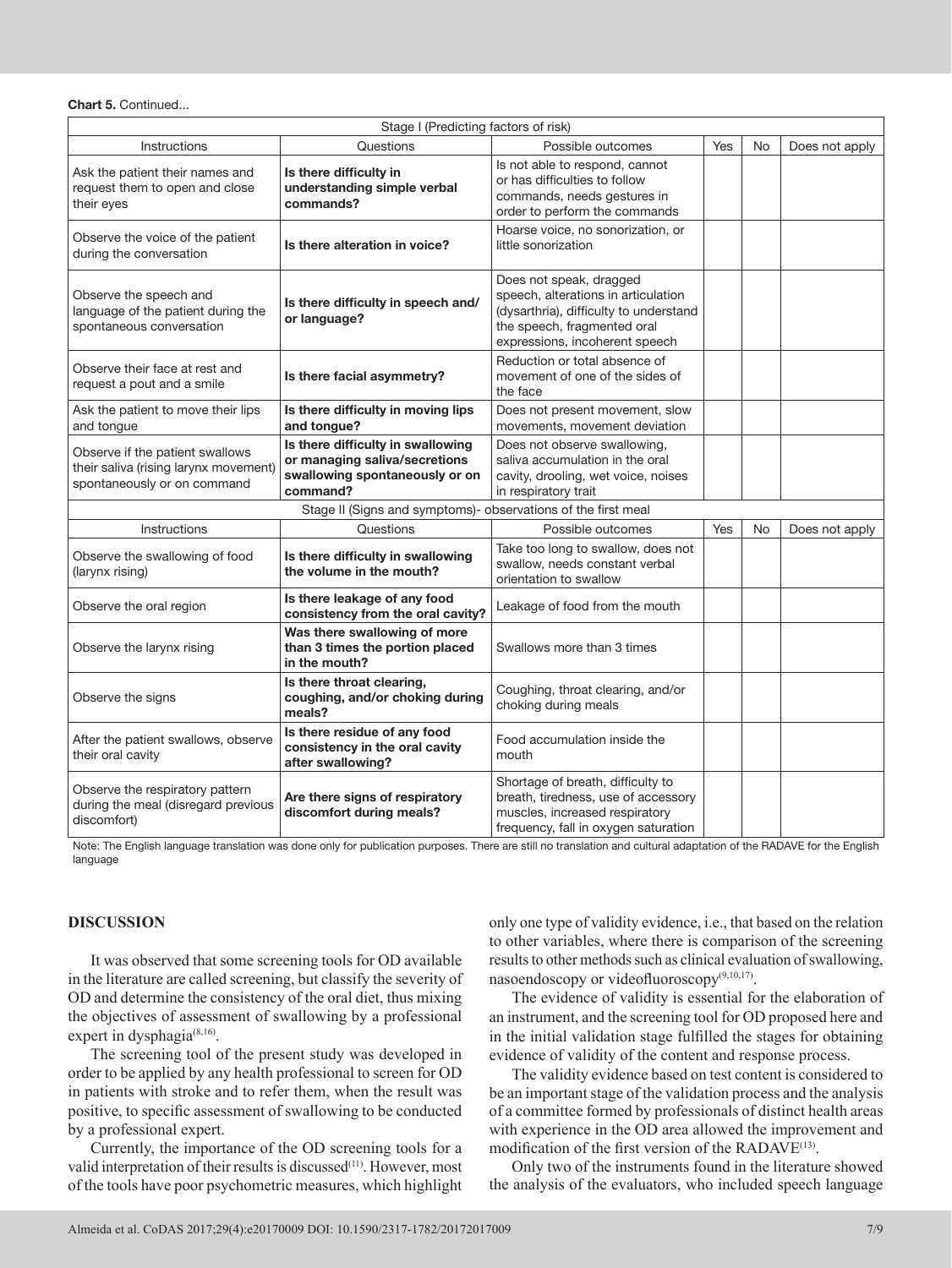**Chart 5.** Continued...

| Stage I (Predicting factors of risk) | | | | | |
|---|---|---|---|---|---|
| Instructions | Questions | Possible outcomes | Yes | No | Does not apply |
| Ask the patient their names and request them to open and close their eyes | **Is there difficulty in understanding simple verbal commands?** | Is not able to respond, cannot or has difficulties to follow commands, needs gestures in order to perform the commands | | | |
| Observe the voice of the patient during the conversation | **Is there alteration in voice?** | Hoarse voice, no sonorization, or little sonorization | | | |
| Observe the speech and language of the patient during the spontaneous conversation | **Is there difficulty in speech and/ or language?** | Does not speak, dragged speech, alterations in articulation (dysarthria), difficulty to understand the speech, fragmented oral expressions, incoherent speech | | | |
| Observe their face at rest and request a pout and a smile | **Is there facial asymmetry?** | Reduction or total absence of movement of one of the sides of the face | | | |
| Ask the patient to move their lips and tongue | **Is there difficulty in moving lips and tongue?** | Does not present movement, slow movements, movement deviation | | | |
| Observe if the patient swallows their saliva (rising larynx movement) spontaneously or on command | **Is there difficulty in swallowing or managing saliva/secretions swallowing spontaneously or on command?** | Does not observe swallowing, saliva accumulation in the oral cavity, drooling, wet voice, noises in respiratory trait | | | |
| Stage II (Signs and symptoms)- observations of the first meal | | | | | |
| Instructions | Questions | Possible outcomes | Yes | No | Does not apply |
| Observe the swallowing of food (larynx rising) | **Is there difficulty in swallowing the volume in the mouth?** | Take too long to swallow, does not swallow, needs constant verbal orientation to swallow | | | |
| Observe the oral region | **Is there leakage of any food consistency from the oral cavity?** | Leakage of food from the mouth | | | |
| Observe the larynx rising | **Was there swallowing of more than 3 times the portion placed in the mouth?** | Swallows more than 3 times | | | |
| Observe the signs | **Is there throat clearing, coughing, and/or choking during meals?** | Coughing, throat clearing, and/or choking during meals | | | |
| After the patient swallows, observe their oral cavity | **Is there residue of any food consistency in the oral cavity after swallowing?** | Food accumulation inside the mouth | | | |
| Observe the respiratory pattern during the meal (disregard previous discomfort) | **Are there signs of respiratory discomfort during meals?** | Shortage of breath, difficulty to breath, tiredness, use of accessory muscles, increased respiratory frequency, fall in oxygen saturation | | | |

Note: The English language translation was done only for publication purposes. There are still no translation and cultural adaptation of the RADAVE for the English language

## DISCUSSION

It was observed that some screening tools for OD available in the literature are called screening, but classify the severity of OD and determine the consistency of the oral diet, thus mixing the objectives of assessment of swallowing by a professional expert in dysphagia[8,16].

The screening tool of the present study was developed in order to be applied by any health professional to screen for OD in patients with stroke and to refer them, when the result was positive, to specific assessment of swallowing to be conducted by a professional expert.

Currently, the importance of the OD screening tools for a valid interpretation of their results is discussed[11]. However, most of the tools have poor psychometric measures, which highlight only one type of validity evidence, i.e., that based on the relation to other variables, where there is comparison of the screening results to other methods such as clinical evaluation of swallowing, nasoendoscopy or videofluoroscopy[9,10,17].

The evidence of validity is essential for the elaboration of an instrument, and the screening tool for OD proposed here and in the initial validation stage fulfilled the stages for obtaining evidence of validity of the content and response process.

The validity evidence based on test content is considered to be an important stage of the validation process and the analysis of a committee formed by professionals of distinct health areas with experience in the OD area allowed the improvement and modification of the first version of the RADAVE[13].

Only two of the instruments found in the literature showed the analysis of the evaluators, who included speech language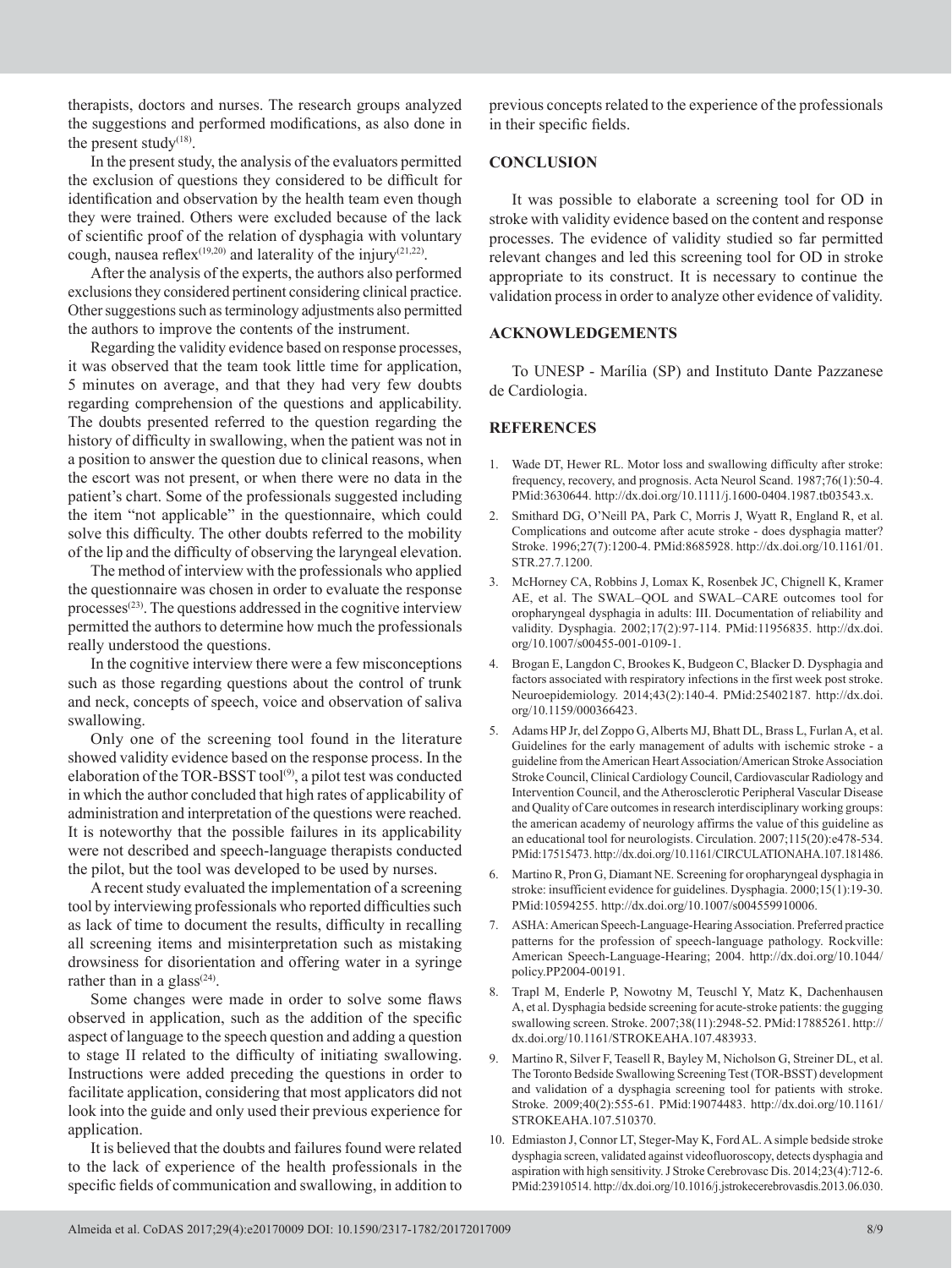therapists, doctors and nurses. The research groups analyzed the suggestions and performed modifications, as also done in the present study[18].

In the present study, the analysis of the evaluators permitted the exclusion of questions they considered to be difficult for identification and observation by the health team even though they were trained. Others were excluded because of the lack of scientific proof of the relation of dysphagia with voluntary cough, nausea reflex[19,20] and laterality of the injury[21,22].

After the analysis of the experts, the authors also performed exclusions they considered pertinent considering clinical practice. Other suggestions such as terminology adjustments also permitted the authors to improve the contents of the instrument.

Regarding the validity evidence based on response processes, it was observed that the team took little time for application, 5 minutes on average, and that they had very few doubts regarding comprehension of the questions and applicability. The doubts presented referred to the question regarding the history of difficulty in swallowing, when the patient was not in a position to answer the question due to clinical reasons, when the escort was not present, or when there were no data in the patient's chart. Some of the professionals suggested including the item "not applicable" in the questionnaire, which could solve this difficulty. The other doubts referred to the mobility of the lip and the difficulty of observing the laryngeal elevation.

The method of interview with the professionals who applied the questionnaire was chosen in order to evaluate the response processes[23]. The questions addressed in the cognitive interview permitted the authors to determine how much the professionals really understood the questions.

In the cognitive interview there were a few misconceptions such as those regarding questions about the control of trunk and neck, concepts of speech, voice and observation of saliva swallowing.

Only one of the screening tool found in the literature showed validity evidence based on the response process. In the elaboration of the TOR-BSST tool[9], a pilot test was conducted in which the author concluded that high rates of applicability of administration and interpretation of the questions were reached. It is noteworthy that the possible failures in its applicability were not described and speech-language therapists conducted the pilot, but the tool was developed to be used by nurses.

A recent study evaluated the implementation of a screening tool by interviewing professionals who reported difficulties such as lack of time to document the results, difficulty in recalling all screening items and misinterpretation such as mistaking drowsiness for disorientation and offering water in a syringe rather than in a glass[24].

Some changes were made in order to solve some flaws observed in application, such as the addition of the specific aspect of language to the speech question and adding a question to stage II related to the difficulty of initiating swallowing. Instructions were added preceding the questions in order to facilitate application, considering that most applicators did not look into the guide and only used their previous experience for application.

It is believed that the doubts and failures found were related to the lack of experience of the health professionals in the specific fields of communication and swallowing, in addition to previous concepts related to the experience of the professionals in their specific fields.

## CONCLUSION

It was possible to elaborate a screening tool for OD in stroke with validity evidence based on the content and response processes. The evidence of validity studied so far permitted relevant changes and led this screening tool for OD in stroke appropriate to its construct. It is necessary to continue the validation process in order to analyze other evidence of validity.

## ACKNOWLEDGEMENTS

To UNESP - Marília (SP) and Instituto Dante Pazzanese de Cardiologia.

## REFERENCES

1. Wade DT, Hewer RL. Motor loss and swallowing difficulty after stroke: frequency, recovery, and prognosis. Acta Neurol Scand. 1987;76(1):50-4. PMid:3630644. http://dx.doi.org/10.1111/j.1600-0404.1987.tb03543.x.
2. Smithard DG, O'Neill PA, Park C, Morris J, Wyatt R, England R, et al. Complications and outcome after acute stroke - does dysphagia matter? Stroke. 1996;27(7):1200-4. PMid:8685928. http://dx.doi.org/10.1161/01.STR.27.7.1200.
3. McHorney CA, Robbins J, Lomax K, Rosenbek JC, Chignell K, Kramer AE, et al. The SWAL–QOL and SWAL–CARE outcomes tool for oropharyngeal dysphagia in adults: III. Documentation of reliability and validity. Dysphagia. 2002;17(2):97-114. PMid:11956835. http://dx.doi.org/10.1007/s00455-001-0109-1.
4. Brogan E, Langdon C, Brookes K, Budgeon C, Blacker D. Dysphagia and factors associated with respiratory infections in the first week post stroke. Neuroepidemiology. 2014;43(2):140-4. PMid:25402187. http://dx.doi.org/10.1159/000366423.
5. Adams HP Jr, del Zoppo G, Alberts MJ, Bhatt DL, Brass L, Furlan A, et al. Guidelines for the early management of adults with ischemic stroke - a guideline from the American Heart Association/American Stroke Association Stroke Council, Clinical Cardiology Council, Cardiovascular Radiology and Intervention Council, and the Atherosclerotic Peripheral Vascular Disease and Quality of Care outcomes in research interdisciplinary working groups: the american academy of neurology affirms the value of this guideline as an educational tool for neurologists. Circulation. 2007;115(20):e478-534. PMid:17515473. http://dx.doi.org/10.1161/CIRCULATIONAHA.107.181486.
6. Martino R, Pron G, Diamant NE. Screening for oropharyngeal dysphagia in stroke: insufficient evidence for guidelines. Dysphagia. 2000;15(1):19-30. PMid:10594255. http://dx.doi.org/10.1007/s004559910006.
7. ASHA: American Speech-Language-Hearing Association. Preferred practice patterns for the profession of speech-language pathology. Rockville: American Speech-Language-Hearing; 2004. http://dx.doi.org/10.1044/policy.PP2004-00191.
8. Trapl M, Enderle P, Nowotny M, Teuschl Y, Matz K, Dachenhausen A, et al. Dysphagia bedside screening for acute-stroke patients: the gugging swallowing screen. Stroke. 2007;38(11):2948-52. PMid:17885261. http://dx.doi.org/10.1161/STROKEAHA.107.483933.
9. Martino R, Silver F, Teasell R, Bayley M, Nicholson G, Streiner DL, et al. The Toronto Bedside Swallowing Screening Test (TOR-BSST) development and validation of a dysphagia screening tool for patients with stroke. Stroke. 2009;40(2):555-61. PMid:19074483. http://dx.doi.org/10.1161/STROKEAHA.107.510370.
10. Edmiaston J, Connor LT, Steger-May K, Ford AL. A simple bedside stroke dysphagia screen, validated against videofluoroscopy, detects dysphagia and aspiration with high sensitivity. J Stroke Cerebrovasc Dis. 2014;23(4):712-6. PMid:23910514. http://dx.doi.org/10.1016/j.jstrokecerebrovasdis.2013.06.030.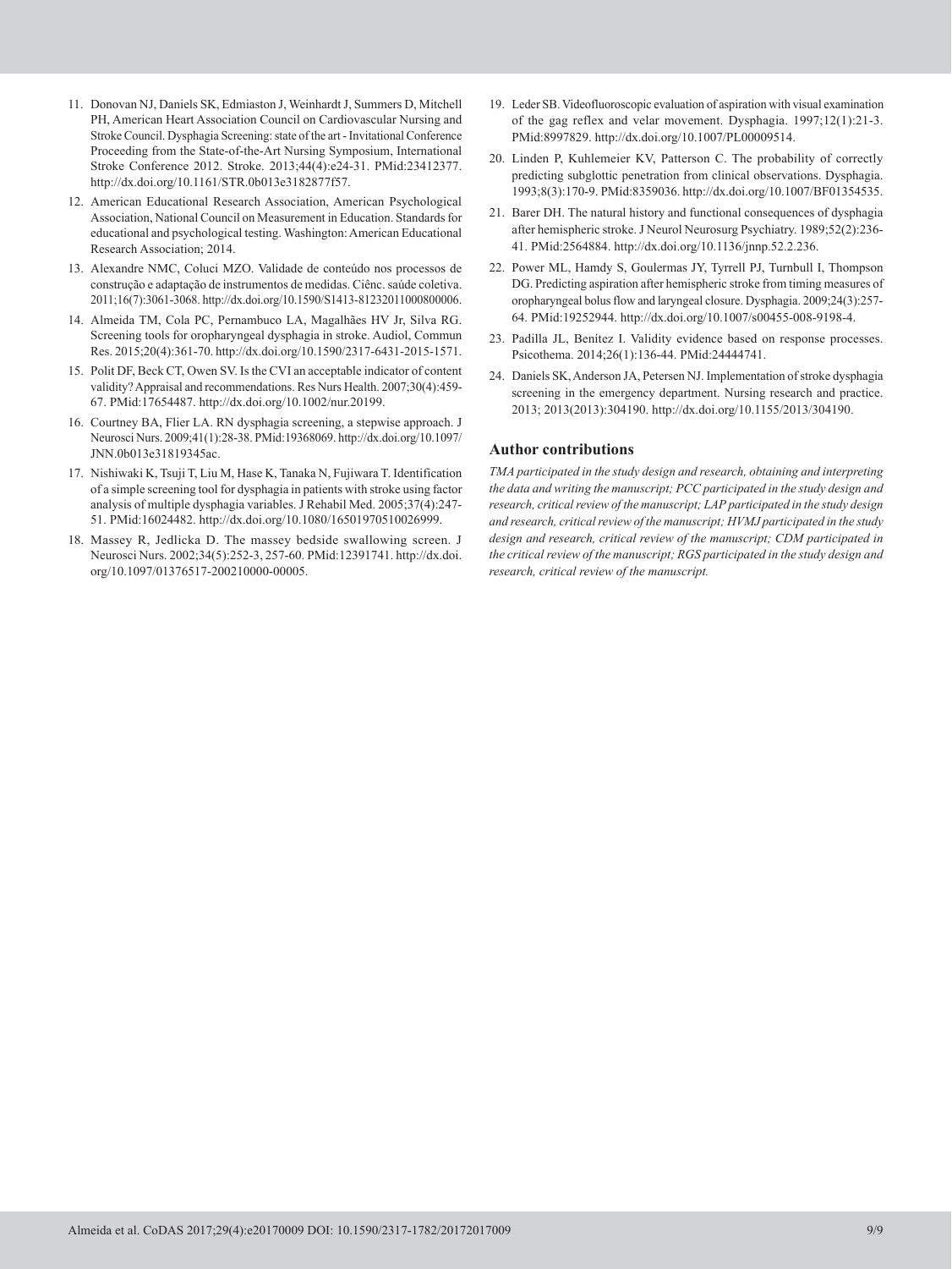11. Donovan NJ, Daniels SK, Edmiaston J, Weinhardt J, Summers D, Mitchell PH, American Heart Association Council on Cardiovascular Nursing and Stroke Council. Dysphagia Screening: state of the art - Invitational Conference Proceeding from the State-of-the-Art Nursing Symposium, International Stroke Conference 2012. Stroke. 2013;44(4):e24-31. PMid:23412377. http://dx.doi.org/10.1161/STR.0b013e3182877f57.
12. American Educational Research Association, American Psychological Association, National Council on Measurement in Education. Standards for educational and psychological testing. Washington: American Educational Research Association; 2014.
13. Alexandre NMC, Coluci MZO. Validade de conteúdo nos processos de construção e adaptação de instrumentos de medidas. Ciênc. saúde coletiva. 2011;16(7):3061-3068. http://dx.doi.org/10.1590/S1413-81232011000800006.
14. Almeida TM, Cola PC, Pernambuco LA, Magalhães HV Jr, Silva RG. Screening tools for oropharyngeal dysphagia in stroke. Audiol, Commun Res. 2015;20(4):361-70. http://dx.doi.org/10.1590/2317-6431-2015-1571.
15. Polit DF, Beck CT, Owen SV. Is the CVI an acceptable indicator of content validity? Appraisal and recommendations. Res Nurs Health. 2007;30(4):459-67. PMid:17654487. http://dx.doi.org/10.1002/nur.20199.
16. Courtney BA, Flier LA. RN dysphagia screening, a stepwise approach. J Neurosci Nurs. 2009;41(1):28-38. PMid:19368069. http://dx.doi.org/10.1097/JNN.0b013e31819345ac.
17. Nishiwaki K, Tsuji T, Liu M, Hase K, Tanaka N, Fujiwara T. Identification of a simple screening tool for dysphagia in patients with stroke using factor analysis of multiple dysphagia variables. J Rehabil Med. 2005;37(4):247-51. PMid:16024482. http://dx.doi.org/10.1080/16501970510026999.
18. Massey R, Jedlicka D. The massey bedside swallowing screen. J Neurosci Nurs. 2002;34(5):252-3, 257-60. PMid:12391741. http://dx.doi.org/10.1097/01376517-200210000-00005.
19. Leder SB. Videofluoroscopic evaluation of aspiration with visual examination of the gag reflex and velar movement. Dysphagia. 1997;12(1):21-3. PMid:8997829. http://dx.doi.org/10.1007/PL00009514.
20. Linden P, Kuhlemeier KV, Patterson C. The probability of correctly predicting subglottic penetration from clinical observations. Dysphagia. 1993;8(3):170-9. PMid:8359036. http://dx.doi.org/10.1007/BF01354535.
21. Barer DH. The natural history and functional consequences of dysphagia after hemispheric stroke. J Neurol Neurosurg Psychiatry. 1989;52(2):236-41. PMid:2564884. http://dx.doi.org/10.1136/jnnp.52.2.236.
22. Power ML, Hamdy S, Goulermas JY, Tyrrell PJ, Turnbull I, Thompson DG. Predicting aspiration after hemispheric stroke from timing measures of oropharyngeal bolus flow and laryngeal closure. Dysphagia. 2009;24(3):257-64. PMid:19252944. http://dx.doi.org/10.1007/s00455-008-9198-4.
23. Padilla JL, Benítez I. Validity evidence based on response processes. Psicothema. 2014;26(1):136-44. PMid:24444741.
24. Daniels SK, Anderson JA, Petersen NJ. Implementation of stroke dysphagia screening in the emergency department. Nursing research and practice. 2013; 2013(2013):304190. http://dx.doi.org/10.1155/2013/304190.

## Author contributions

*TMA participated in the study design and research, obtaining and interpreting the data and writing the manuscript; PCC participated in the study design and research, critical review of the manuscript; LAP participated in the study design and research, critical review of the manuscript; HVMJ participated in the study design and research, critical review of the manuscript; CDM participated in the critical review of the manuscript; RGS participated in the study design and research, critical review of the manuscript.*